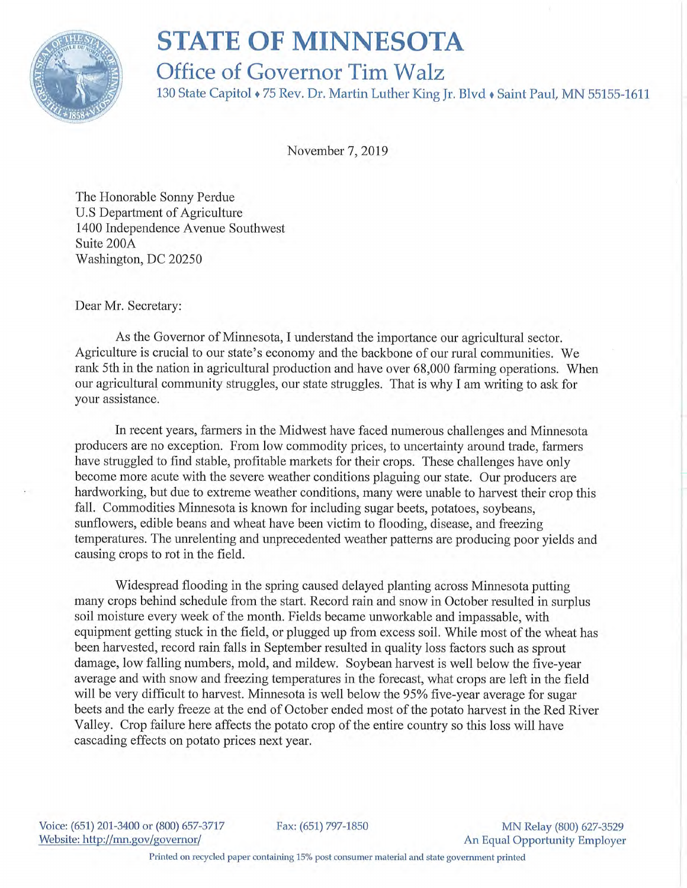# STATE OF MINNESOTA

## Office of Governor Tim Walz

130 State Capitol ♦ 75 Rev. Dr. Martin Luther King Jr. Blvd ♦ Saint Paul, MN 55155-1611

November 7, 2019

The Honorable Sonny Perdue
U.S Department of Agriculture
1400 Independence Avenue Southwest
Suite 200A
Washington, DC 20250

Dear Mr. Secretary:

As the Governor of Minnesota, I understand the importance our agricultural sector. Agriculture is crucial to our state's economy and the backbone of our rural communities. We rank 5th in the nation in agricultural production and have over 68,000 farming operations. When our agricultural community struggles, our state struggles. That is why I am writing to ask for your assistance.

In recent years, farmers in the Midwest have faced numerous challenges and Minnesota producers are no exception. From low commodity prices, to uncertainty around trade, farmers have struggled to find stable, profitable markets for their crops. These challenges have only become more acute with the severe weather conditions plaguing our state. Our producers are hardworking, but due to extreme weather conditions, many were unable to harvest their crop this fall. Commodities Minnesota is known for including sugar beets, potatoes, soybeans, sunflowers, edible beans and wheat have been victim to flooding, disease, and freezing temperatures. The unrelenting and unprecedented weather patterns are producing poor yields and causing crops to rot in the field.

Widespread flooding in the spring caused delayed planting across Minnesota putting many crops behind schedule from the start. Record rain and snow in October resulted in surplus soil moisture every week of the month. Fields became unworkable and impassable, with equipment getting stuck in the field, or plugged up from excess soil. While most of the wheat has been harvested, record rain falls in September resulted in quality loss factors such as sprout damage, low falling numbers, mold, and mildew. Soybean harvest is well below the five-year average and with snow and freezing temperatures in the forecast, what crops are left in the field will be very difficult to harvest. Minnesota is well below the 95% five-year average for sugar beets and the early freeze at the end of October ended most of the potato harvest in the Red River Valley. Crop failure here affects the potato crop of the entire country so this loss will have cascading effects on potato prices next year.

Voice: (651) 201-3400 or (800) 657-3717 Fax: (651) 797-1850 MN Relay (800) 627-3529
Website: http://mn.gov/governor/ An Equal Opportunity Employer

Printed on recycled paper containing 15% post consumer material and state government printed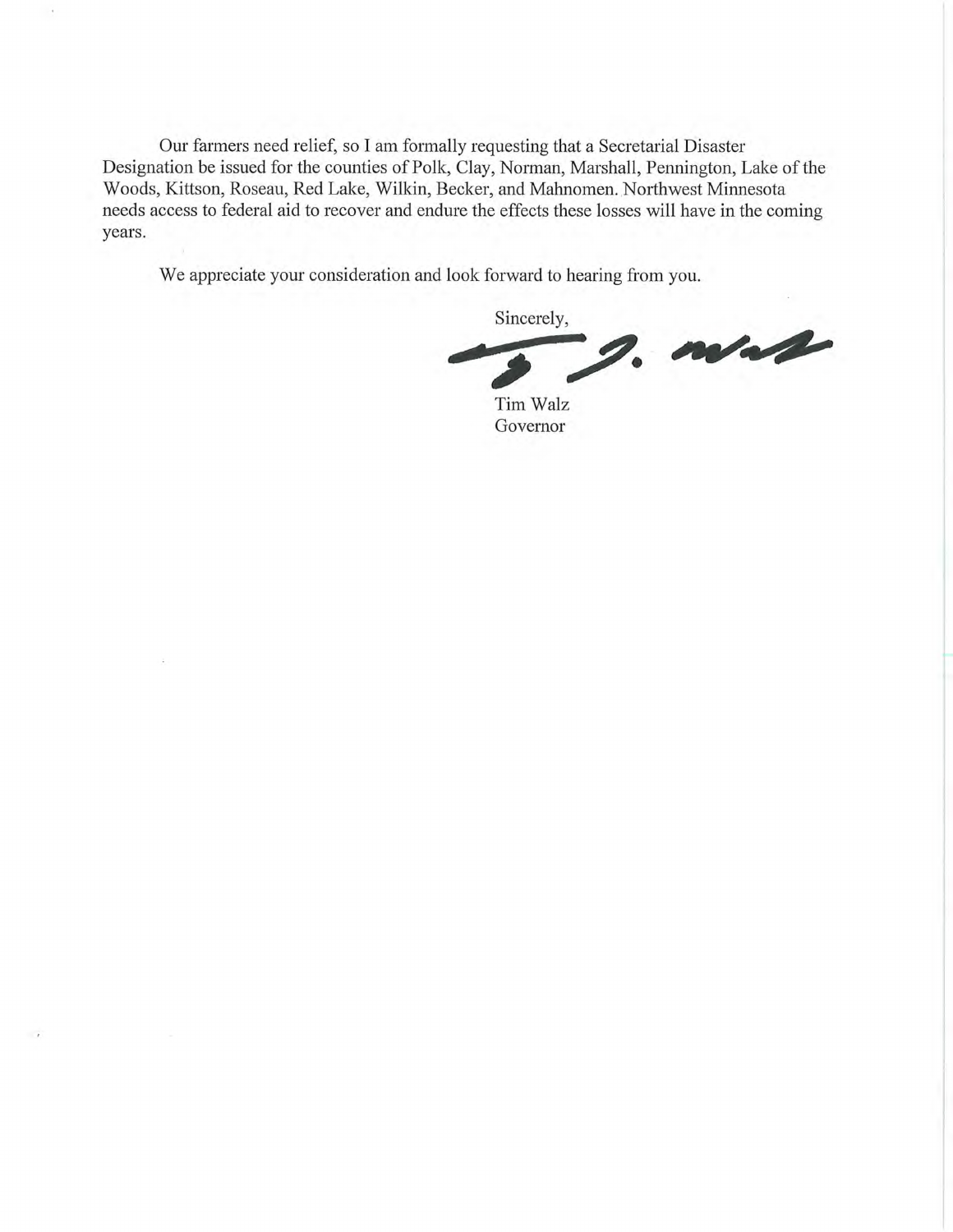Our farmers need relief, so I am formally requesting that a Secretarial Disaster Designation be issued for the counties of Polk, Clay, Norman, Marshall, Pennington, Lake of the Woods, Kittson, Roseau, Red Lake, Wilkin, Becker, and Mahnomen. Northwest Minnesota needs access to federal aid to recover and endure the effects these losses will have in the coming years.

We appreciate your consideration and look forward to hearing from you.

Sincerely,

Tim Walz
Governor